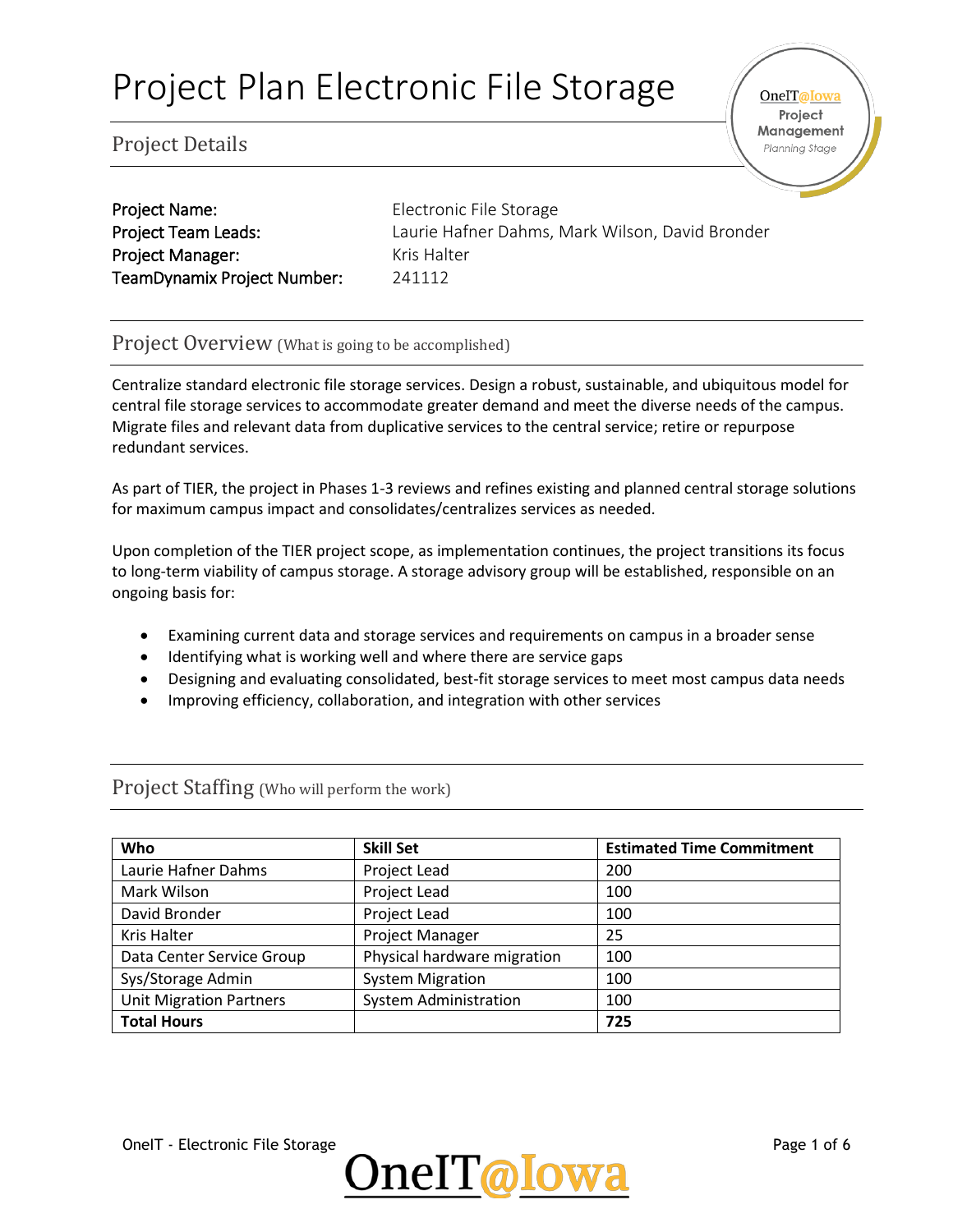# Project Plan Electronic File Storage

## Project Details

**Project Name:** Electronic File Storage
**Project Team Leads:** Laurie Hafner Dahms, Mark Wilson, David Bronder
**Project Manager:** Kris Halter
**TeamDynamix Project Number:** 241112

## Project Overview (What is going to be accomplished)

Centralize standard electronic file storage services. Design a robust, sustainable, and ubiquitous model for central file storage services to accommodate greater demand and meet the diverse needs of the campus. Migrate files and relevant data from duplicative services to the central service; retire or repurpose redundant services.

As part of TIER, the project in Phases 1-3 reviews and refines existing and planned central storage solutions for maximum campus impact and consolidates/centralizes services as needed.

Upon completion of the TIER project scope, as implementation continues, the project transitions its focus to long-term viability of campus storage. A storage advisory group will be established, responsible on an ongoing basis for:

- Examining current data and storage services and requirements on campus in a broader sense
- Identifying what is working well and where there are service gaps
- Designing and evaluating consolidated, best-fit storage services to meet most campus data needs
- Improving efficiency, collaboration, and integration with other services

## Project Staffing (Who will perform the work)

| Who | Skill Set | Estimated Time Commitment |
|---|---|---|
| Laurie Hafner Dahms | Project Lead | 200 |
| Mark Wilson | Project Lead | 100 |
| David Bronder | Project Lead | 100 |
| Kris Halter | Project Manager | 25 |
| Data Center Service Group | Physical hardware migration | 100 |
| Sys/Storage Admin | System Migration | 100 |
| Unit Migration Partners | System Administration | 100 |
| **Total Hours** | | **725** |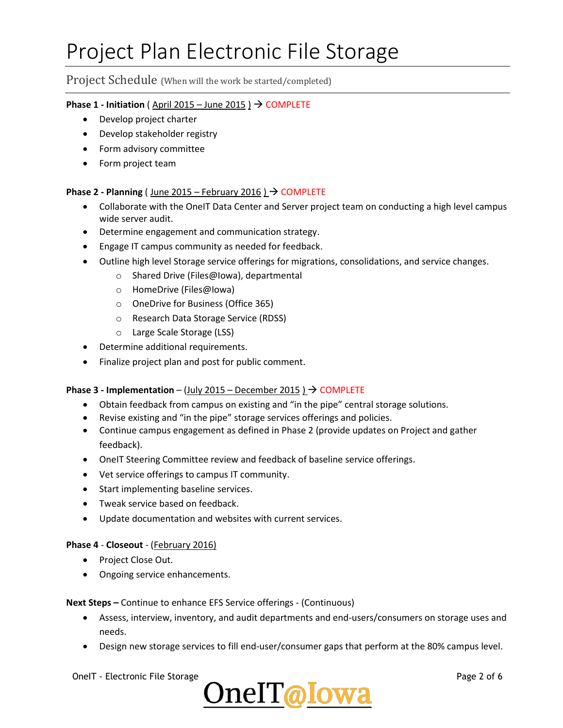# Project Plan Electronic File Storage

## Project Schedule (When will the work be started/completed)

**Phase 1 - Initiation** ( April 2015 – June 2015 ) → COMPLETE

- Develop project charter
- Develop stakeholder registry
- Form advisory committee
- Form project team

**Phase 2 - Planning** ( June 2015 – February 2016 ) → COMPLETE

- Collaborate with the OneIT Data Center and Server project team on conducting a high level campus wide server audit.
- Determine engagement and communication strategy.
- Engage IT campus community as needed for feedback.
- Outline high level Storage service offerings for migrations, consolidations, and service changes.
  - Shared Drive (Files@Iowa), departmental
  - HomeDrive (Files@Iowa)
  - OneDrive for Business (Office 365)
  - Research Data Storage Service (RDSS)
  - Large Scale Storage (LSS)
- Determine additional requirements.
- Finalize project plan and post for public comment.

**Phase 3 - Implementation** – (July 2015 – December 2015 ) → COMPLETE

- Obtain feedback from campus on existing and "in the pipe" central storage solutions.
- Revise existing and "in the pipe" storage services offerings and policies.
- Continue campus engagement as defined in Phase 2 (provide updates on Project and gather feedback).
- OneIT Steering Committee review and feedback of baseline service offerings.
- Vet service offerings to campus IT community.
- Start implementing baseline services.
- Tweak service based on feedback.
- Update documentation and websites with current services.

**Phase 4** - **Closeout** - (February 2016)

- Project Close Out.
- Ongoing service enhancements.

**Next Steps –** Continue to enhance EFS Service offerings - (Continuous)

- Assess, interview, inventory, and audit departments and end-users/consumers on storage uses and needs.
- Design new storage services to fill end-user/consumer gaps that perform at the 80% campus level.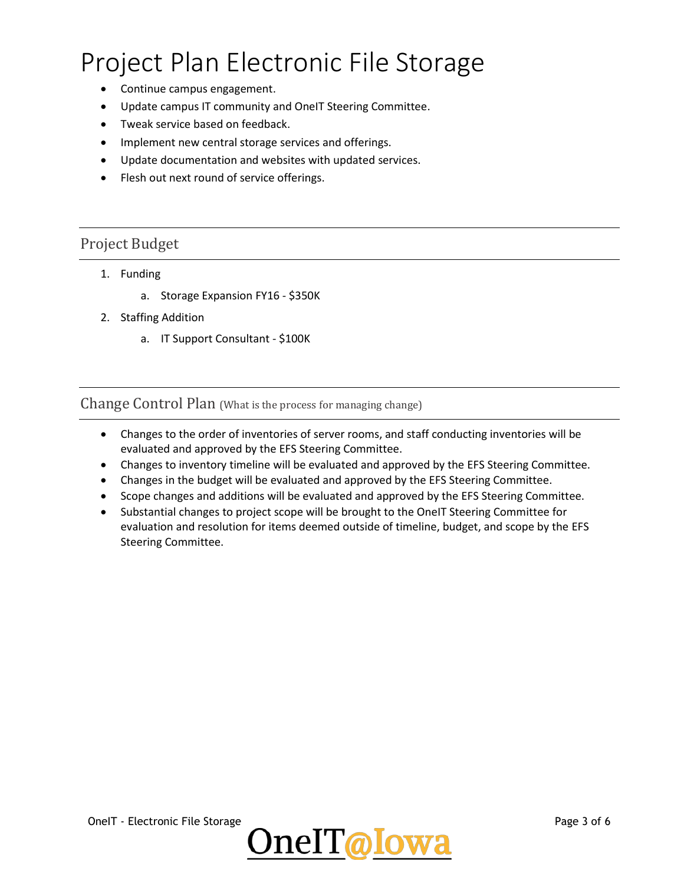# Project Plan Electronic File Storage

- Continue campus engagement.
- Update campus IT community and OneIT Steering Committee.
- Tweak service based on feedback.
- Implement new central storage services and offerings.
- Update documentation and websites with updated services.
- Flesh out next round of service offerings.

## Project Budget

1. Funding
    a. Storage Expansion FY16 - $350K
2. Staffing Addition
    a. IT Support Consultant - $100K

## Change Control Plan (What is the process for managing change)

- Changes to the order of inventories of server rooms, and staff conducting inventories will be evaluated and approved by the EFS Steering Committee.
- Changes to inventory timeline will be evaluated and approved by the EFS Steering Committee.
- Changes in the budget will be evaluated and approved by the EFS Steering Committee.
- Scope changes and additions will be evaluated and approved by the EFS Steering Committee.
- Substantial changes to project scope will be brought to the OneIT Steering Committee for evaluation and resolution for items deemed outside of timeline, budget, and scope by the EFS Steering Committee.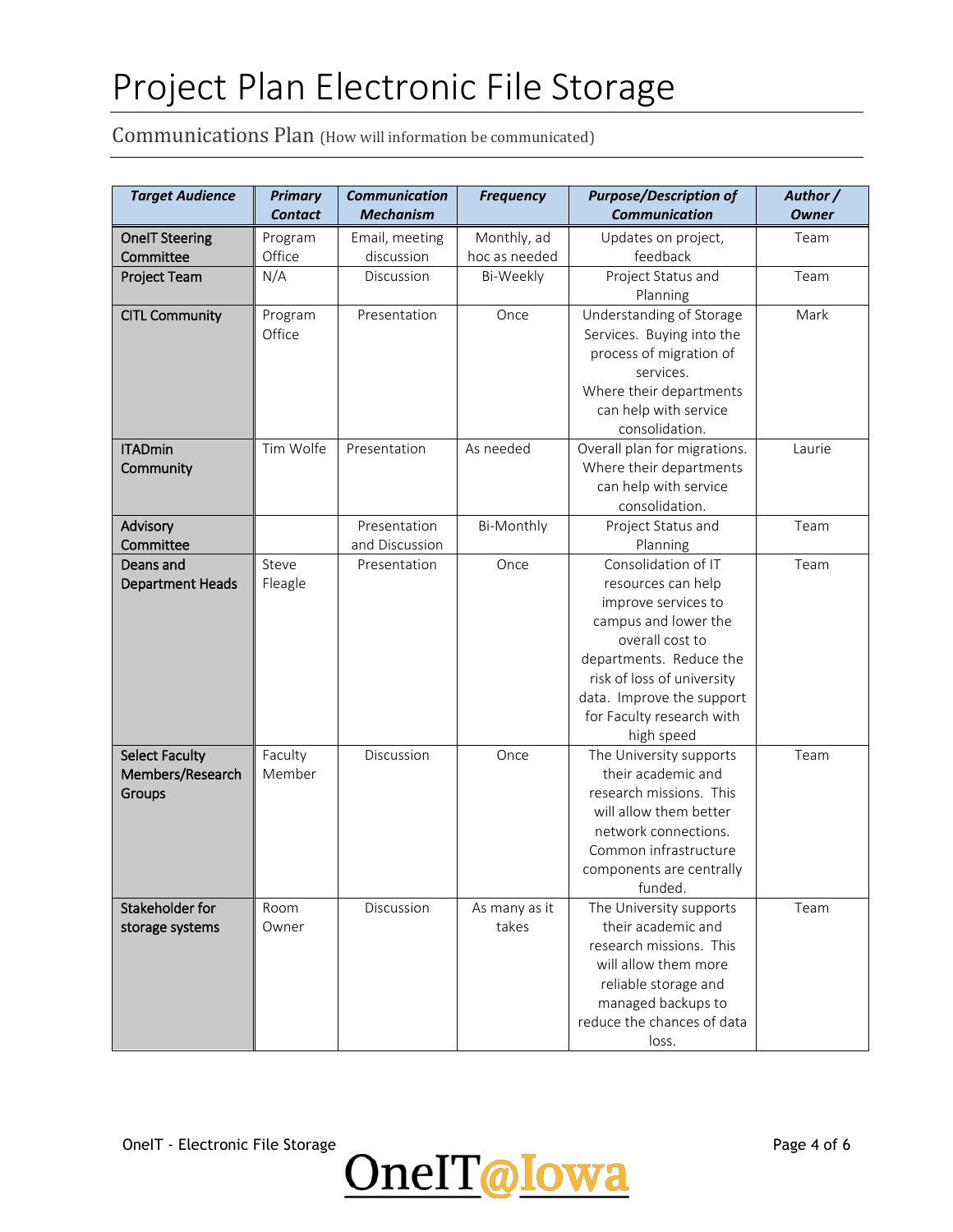# Project Plan Electronic File Storage

## Communications Plan (How will information be communicated)

| ***Target Audience*** | ***Primary Contact*** | ***Communication Mechanism*** | ***Frequency*** | ***Purpose/Description of Communication*** | ***Author / Owner*** |
|---|---|---|---|---|---|
| OneIT Steering Committee | Program Office | Email, meeting discussion | Monthly, ad hoc as needed | Updates on project, feedback | Team |
| Project Team | N/A | Discussion | Bi-Weekly | Project Status and Planning | Team |
| CITL Community | Program Office | Presentation | Once | Understanding of Storage Services. Buying into the process of migration of services. Where their departments can help with service consolidation. | Mark |
| ITADmin Community | Tim Wolfe | Presentation | As needed | Overall plan for migrations. Where their departments can help with service consolidation. | Laurie |
| Advisory Committee | | Presentation and Discussion | Bi-Monthly | Project Status and Planning | Team |
| Deans and Department Heads | Steve Fleagle | Presentation | Once | Consolidation of IT resources can help improve services to campus and lower the overall cost to departments. Reduce the risk of loss of university data. Improve the support for Faculty research with high speed | Team |
| Select Faculty Members/Research Groups | Faculty Member | Discussion | Once | The University supports their academic and research missions. This will allow them better network connections. Common infrastructure components are centrally funded. | Team |
| Stakeholder for storage systems | Room Owner | Discussion | As many as it takes | The University supports their academic and research missions. This will allow them more reliable storage and managed backups to reduce the chances of data loss. | Team |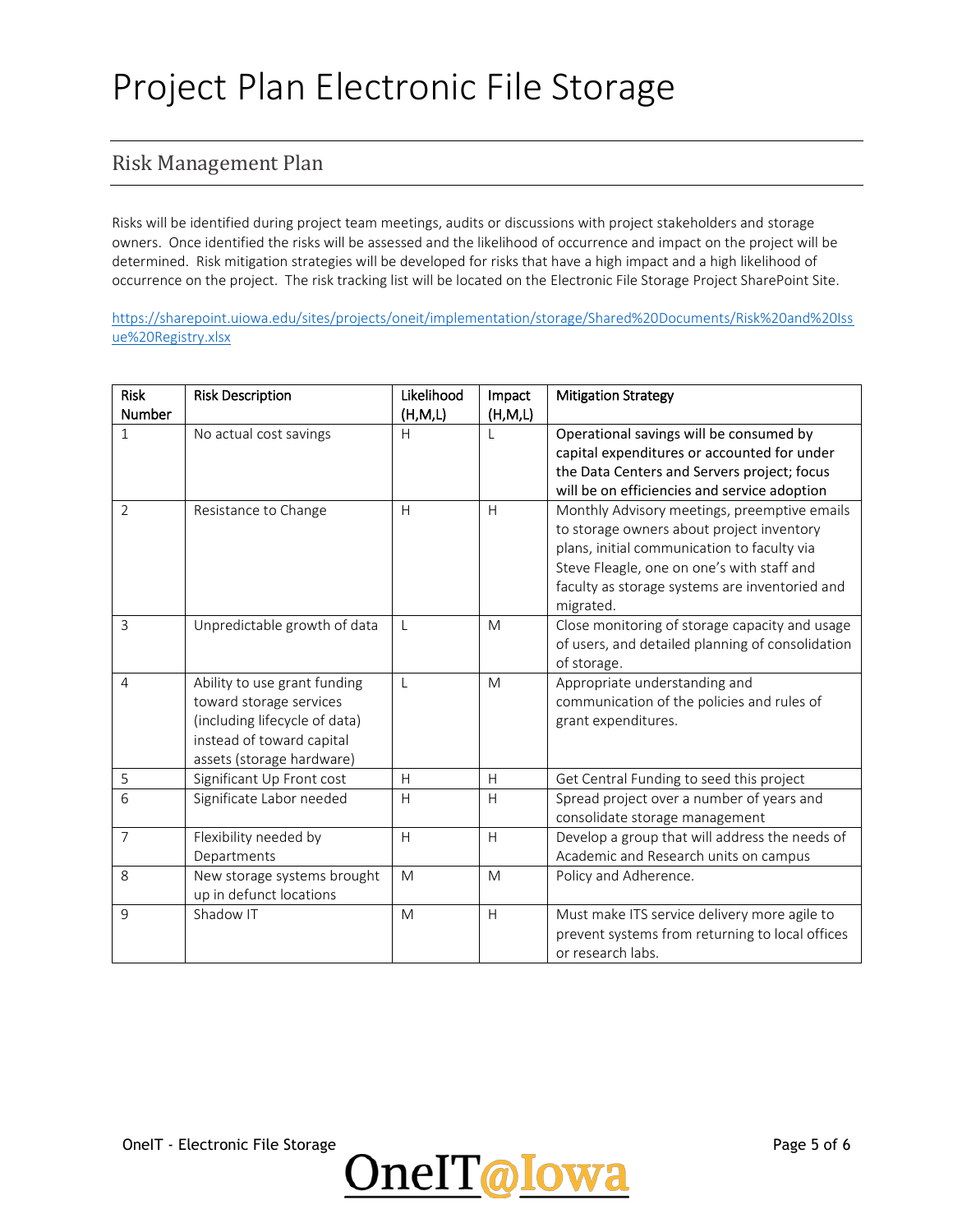# Project Plan Electronic File Storage

## Risk Management Plan

Risks will be identified during project team meetings, audits or discussions with project stakeholders and storage owners. Once identified the risks will be assessed and the likelihood of occurrence and impact on the project will be determined. Risk mitigation strategies will be developed for risks that have a high impact and a high likelihood of occurrence on the project. The risk tracking list will be located on the Electronic File Storage Project SharePoint Site.

[https://sharepoint.uiowa.edu/sites/projects/oneit/implementation/storage/Shared%20Documents/Risk%20and%20Issue%20Registry.xlsx](https://sharepoint.uiowa.edu/sites/projects/oneit/implementation/storage/Shared%20Documents/Risk%20and%20Issue%20Registry.xlsx)

| Risk Number | Risk Description | Likelihood (H,M,L) | Impact (H,M,L) | Mitigation Strategy |
|---|---|---|---|---|
| 1 | No actual cost savings | H | L | Operational savings will be consumed by capital expenditures or accounted for under the Data Centers and Servers project; focus will be on efficiencies and service adoption |
| 2 | Resistance to Change | H | H | Monthly Advisory meetings, preemptive emails to storage owners about project inventory plans, initial communication to faculty via Steve Fleagle, one on one's with staff and faculty as storage systems are inventoried and migrated. |
| 3 | Unpredictable growth of data | L | M | Close monitoring of storage capacity and usage of users, and detailed planning of consolidation of storage. |
| 4 | Ability to use grant funding toward storage services (including lifecycle of data) instead of toward capital assets (storage hardware) | L | M | Appropriate understanding and communication of the policies and rules of grant expenditures. |
| 5 | Significant Up Front cost | H | H | Get Central Funding to seed this project |
| 6 | Significate Labor needed | H | H | Spread project over a number of years and consolidate storage management |
| 7 | Flexibility needed by Departments | H | H | Develop a group that will address the needs of Academic and Research units on campus |
| 8 | New storage systems brought up in defunct locations | M | M | Policy and Adherence. |
| 9 | Shadow IT | M | H | Must make ITS service delivery more agile to prevent systems from returning to local offices or research labs. |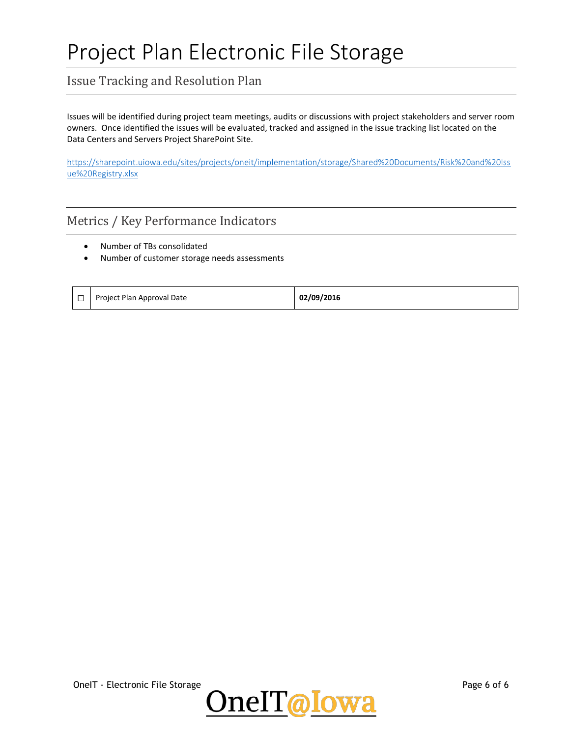# Project Plan Electronic File Storage

## Issue Tracking and Resolution Plan

Issues will be identified during project team meetings, audits or discussions with project stakeholders and server room owners. Once identified the issues will be evaluated, tracked and assigned in the issue tracking list located on the Data Centers and Servers Project SharePoint Site.

https://sharepoint.uiowa.edu/sites/projects/oneit/implementation/storage/Shared%20Documents/Risk%20and%20Issue%20Registry.xlsx

## Metrics / Key Performance Indicators

- Number of TBs consolidated
- Number of customer storage needs assessments

| | | |
|---|---|---|
| ☐ | Project Plan Approval Date | **02/09/2016** |